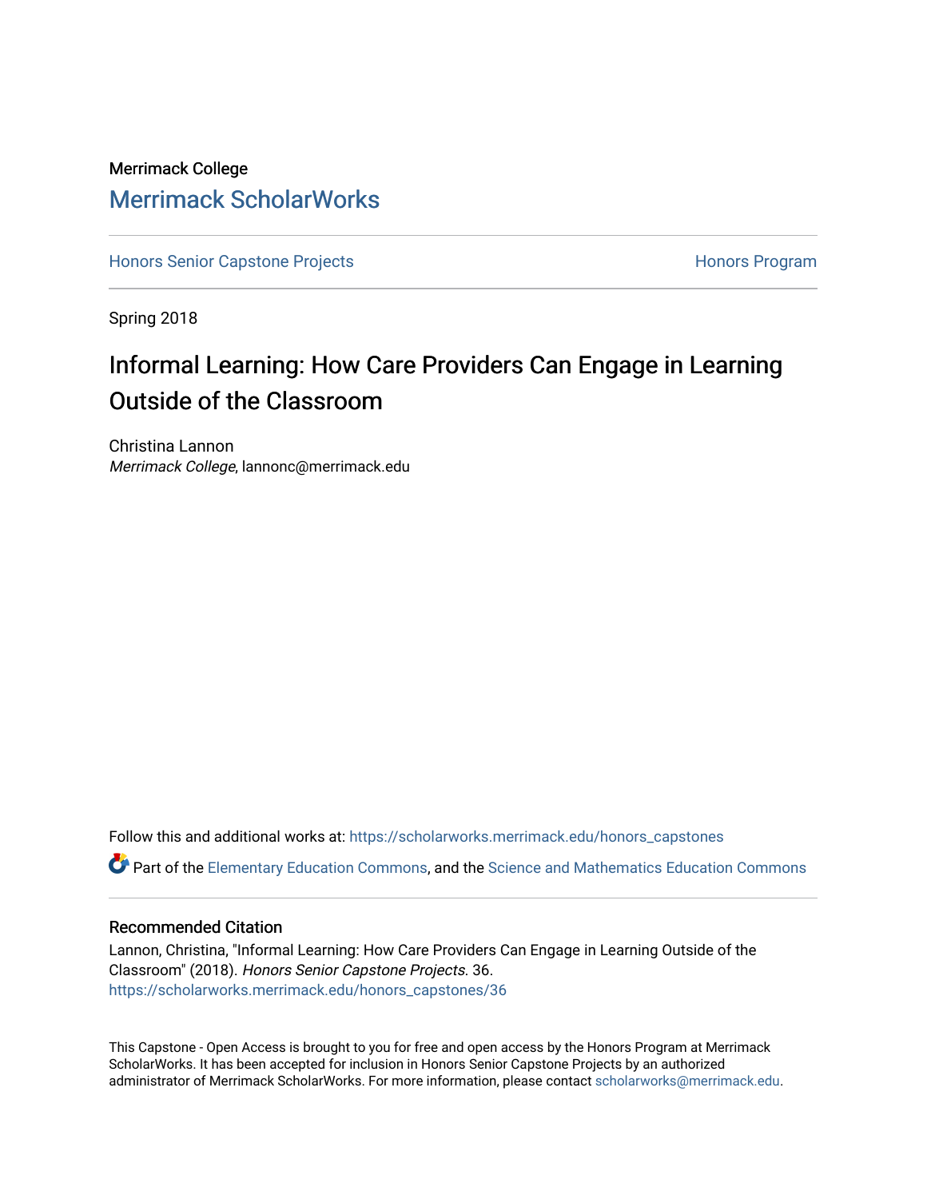Merrimack College

# Merrimack ScholarWorks

Honors Senior Capstone Projects | Honors Program

Spring 2018

## Informal Learning: How Care Providers Can Engage in Learning Outside of the Classroom

Christina Lannon
*Merrimack College*, lannonc@merrimack.edu

Follow this and additional works at: https://scholarworks.merrimack.edu/honors_capstones

Part of the Elementary Education Commons, and the Science and Mathematics Education Commons

### Recommended Citation

Lannon, Christina, "Informal Learning: How Care Providers Can Engage in Learning Outside of the Classroom" (2018). *Honors Senior Capstone Projects*. 36.
https://scholarworks.merrimack.edu/honors_capstones/36

This Capstone - Open Access is brought to you for free and open access by the Honors Program at Merrimack ScholarWorks. It has been accepted for inclusion in Honors Senior Capstone Projects by an authorized administrator of Merrimack ScholarWorks. For more information, please contact scholarworks@merrimack.edu.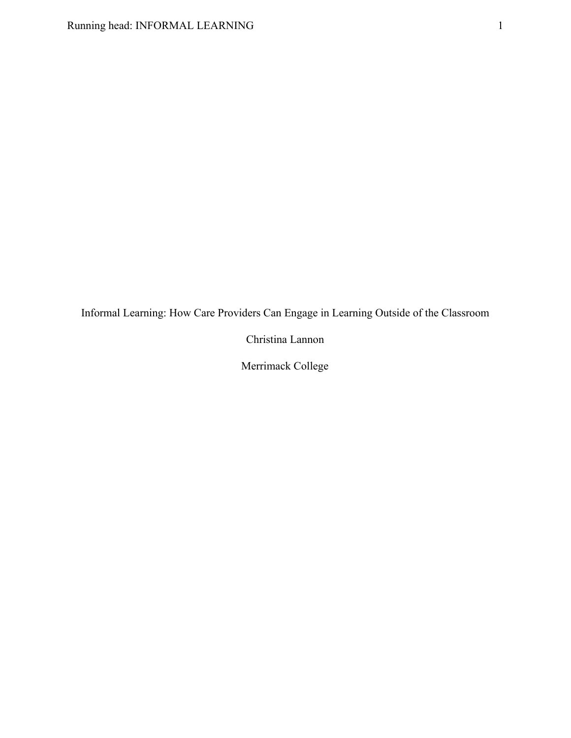# Informal Learning: How Care Providers Can Engage in Learning Outside of the Classroom

Christina Lannon

Merrimack College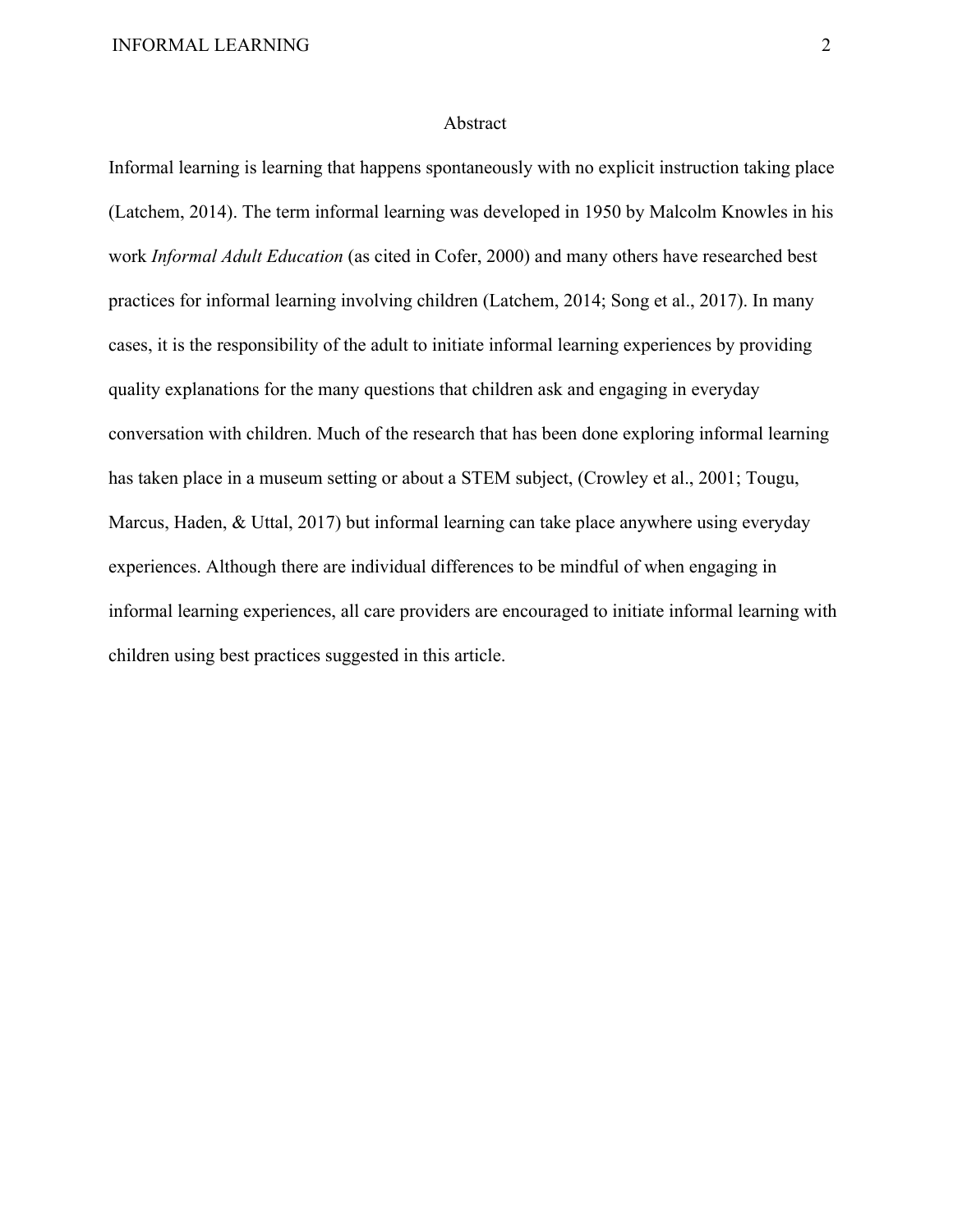# Abstract

Informal learning is learning that happens spontaneously with no explicit instruction taking place (Latchem, 2014). The term informal learning was developed in 1950 by Malcolm Knowles in his work *Informal Adult Education* (as cited in Cofer, 2000) and many others have researched best practices for informal learning involving children (Latchem, 2014; Song et al., 2017). In many cases, it is the responsibility of the adult to initiate informal learning experiences by providing quality explanations for the many questions that children ask and engaging in everyday conversation with children. Much of the research that has been done exploring informal learning has taken place in a museum setting or about a STEM subject, (Crowley et al., 2001; Tougu, Marcus, Haden, & Uttal, 2017) but informal learning can take place anywhere using everyday experiences. Although there are individual differences to be mindful of when engaging in informal learning experiences, all care providers are encouraged to initiate informal learning with children using best practices suggested in this article.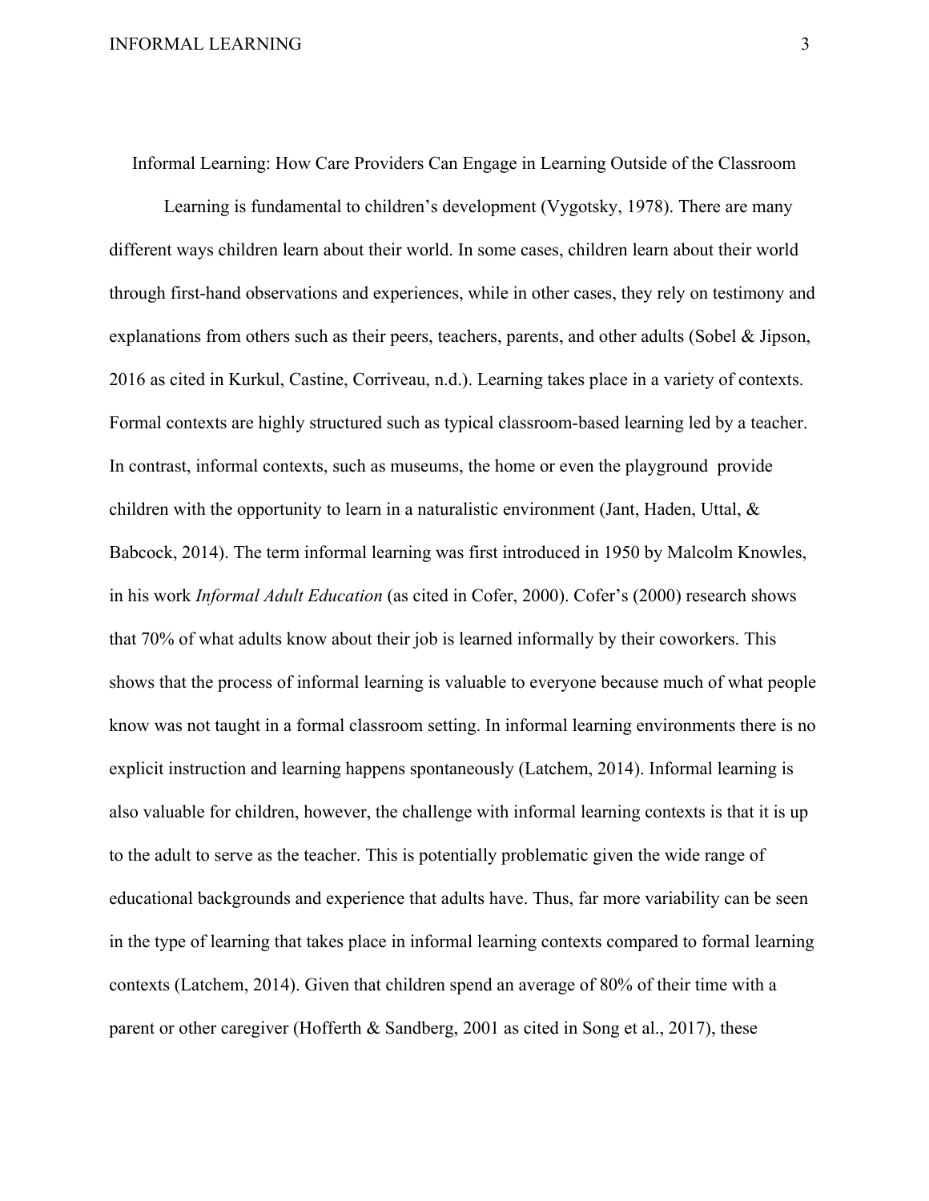Informal Learning: How Care Providers Can Engage in Learning Outside of the Classroom

Learning is fundamental to children's development (Vygotsky, 1978). There are many different ways children learn about their world. In some cases, children learn about their world through first-hand observations and experiences, while in other cases, they rely on testimony and explanations from others such as their peers, teachers, parents, and other adults (Sobel & Jipson, 2016 as cited in Kurkul, Castine, Corriveau, n.d.). Learning takes place in a variety of contexts. Formal contexts are highly structured such as typical classroom-based learning led by a teacher. In contrast, informal contexts, such as museums, the home or even the playground provide children with the opportunity to learn in a naturalistic environment (Jant, Haden, Uttal, & Babcock, 2014). The term informal learning was first introduced in 1950 by Malcolm Knowles, in his work *Informal Adult Education* (as cited in Cofer, 2000). Cofer's (2000) research shows that 70% of what adults know about their job is learned informally by their coworkers. This shows that the process of informal learning is valuable to everyone because much of what people know was not taught in a formal classroom setting. In informal learning environments there is no explicit instruction and learning happens spontaneously (Latchem, 2014). Informal learning is also valuable for children, however, the challenge with informal learning contexts is that it is up to the adult to serve as the teacher. This is potentially problematic given the wide range of educational backgrounds and experience that adults have. Thus, far more variability can be seen in the type of learning that takes place in informal learning contexts compared to formal learning contexts (Latchem, 2014). Given that children spend an average of 80% of their time with a parent or other caregiver (Hofferth & Sandberg, 2001 as cited in Song et al., 2017), these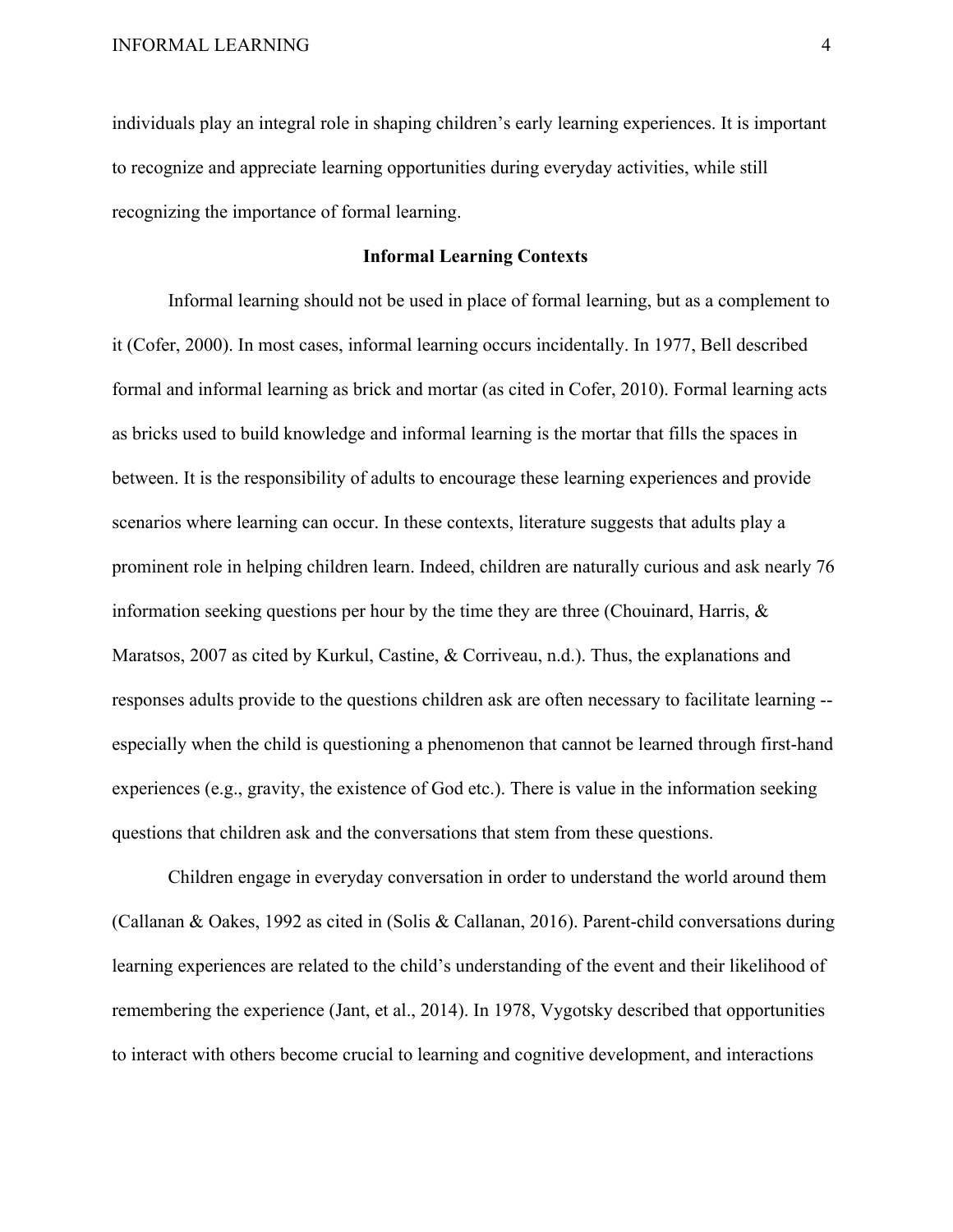individuals play an integral role in shaping children's early learning experiences. It is important to recognize and appreciate learning opportunities during everyday activities, while still recognizing the importance of formal learning.

## Informal Learning Contexts

Informal learning should not be used in place of formal learning, but as a complement to it (Cofer, 2000). In most cases, informal learning occurs incidentally. In 1977, Bell described formal and informal learning as brick and mortar (as cited in Cofer, 2010). Formal learning acts as bricks used to build knowledge and informal learning is the mortar that fills the spaces in between. It is the responsibility of adults to encourage these learning experiences and provide scenarios where learning can occur. In these contexts, literature suggests that adults play a prominent role in helping children learn. Indeed, children are naturally curious and ask nearly 76 information seeking questions per hour by the time they are three (Chouinard, Harris, & Maratsos, 2007 as cited by Kurkul, Castine, & Corriveau, n.d.). Thus, the explanations and responses adults provide to the questions children ask are often necessary to facilitate learning -- especially when the child is questioning a phenomenon that cannot be learned through first-hand experiences (e.g., gravity, the existence of God etc.). There is value in the information seeking questions that children ask and the conversations that stem from these questions.

Children engage in everyday conversation in order to understand the world around them (Callanan & Oakes, 1992 as cited in (Solis & Callanan, 2016). Parent-child conversations during learning experiences are related to the child's understanding of the event and their likelihood of remembering the experience (Jant, et al., 2014). In 1978, Vygotsky described that opportunities to interact with others become crucial to learning and cognitive development, and interactions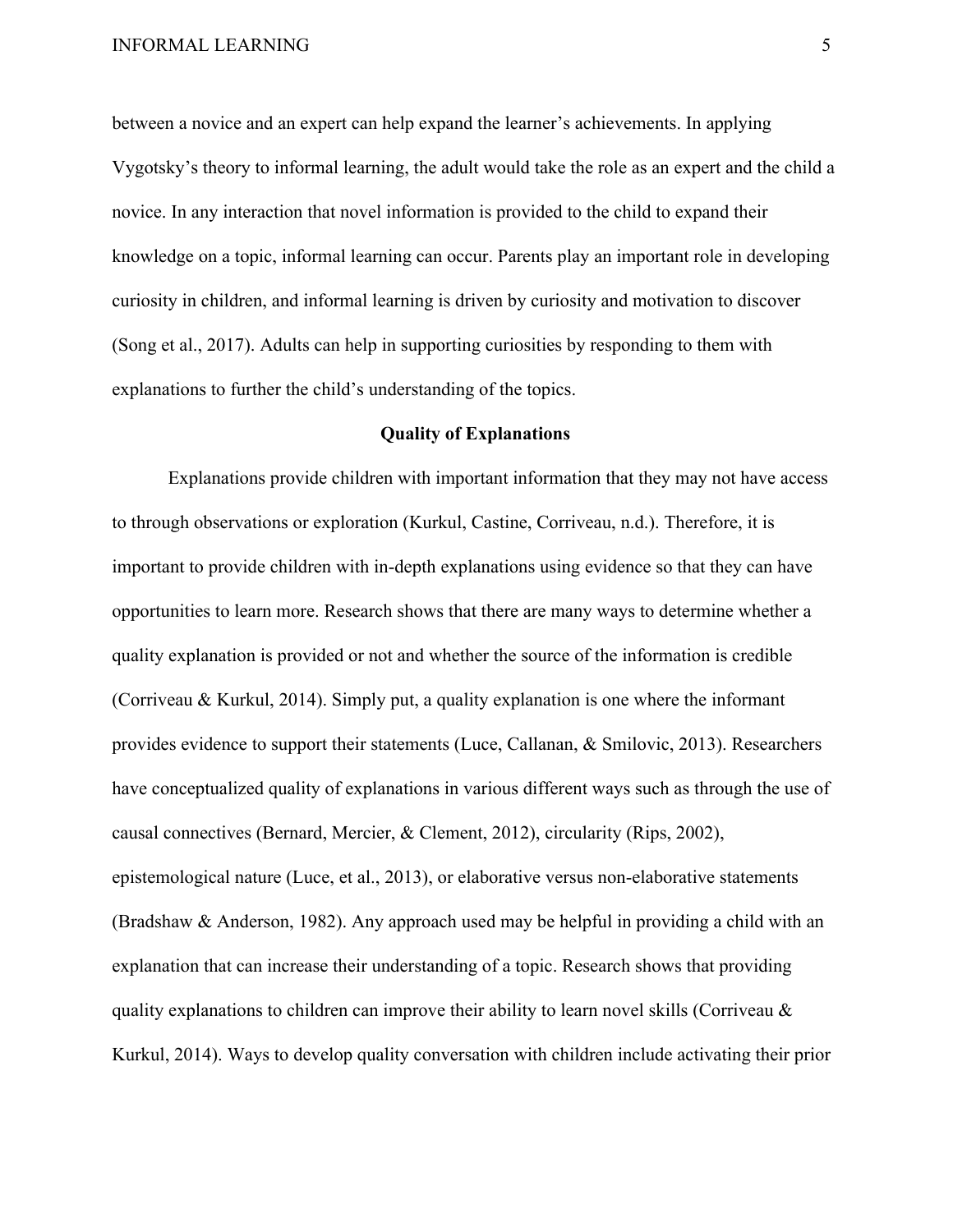between a novice and an expert can help expand the learner's achievements. In applying Vygotsky's theory to informal learning, the adult would take the role as an expert and the child a novice. In any interaction that novel information is provided to the child to expand their knowledge on a topic, informal learning can occur. Parents play an important role in developing curiosity in children, and informal learning is driven by curiosity and motivation to discover (Song et al., 2017). Adults can help in supporting curiosities by responding to them with explanations to further the child's understanding of the topics.

## Quality of Explanations

Explanations provide children with important information that they may not have access to through observations or exploration (Kurkul, Castine, Corriveau, n.d.). Therefore, it is important to provide children with in-depth explanations using evidence so that they can have opportunities to learn more. Research shows that there are many ways to determine whether a quality explanation is provided or not and whether the source of the information is credible (Corriveau & Kurkul, 2014). Simply put, a quality explanation is one where the informant provides evidence to support their statements (Luce, Callanan, & Smilovic, 2013). Researchers have conceptualized quality of explanations in various different ways such as through the use of causal connectives (Bernard, Mercier, & Clement, 2012), circularity (Rips, 2002), epistemological nature (Luce, et al., 2013), or elaborative versus non-elaborative statements (Bradshaw & Anderson, 1982). Any approach used may be helpful in providing a child with an explanation that can increase their understanding of a topic. Research shows that providing quality explanations to children can improve their ability to learn novel skills (Corriveau & Kurkul, 2014). Ways to develop quality conversation with children include activating their prior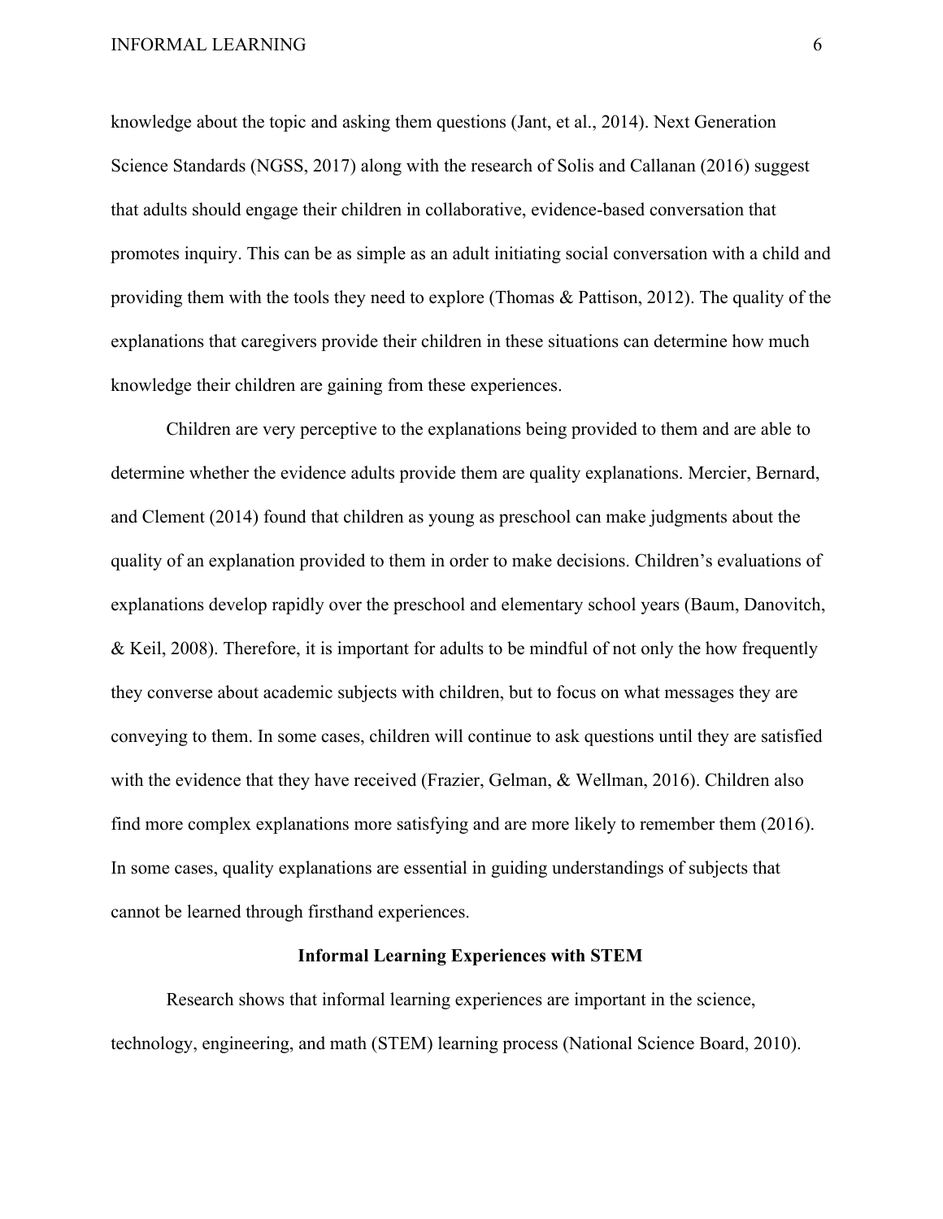knowledge about the topic and asking them questions (Jant, et al., 2014). Next Generation Science Standards (NGSS, 2017) along with the research of Solis and Callanan (2016) suggest that adults should engage their children in collaborative, evidence-based conversation that promotes inquiry. This can be as simple as an adult initiating social conversation with a child and providing them with the tools they need to explore (Thomas & Pattison, 2012). The quality of the explanations that caregivers provide their children in these situations can determine how much knowledge their children are gaining from these experiences.

Children are very perceptive to the explanations being provided to them and are able to determine whether the evidence adults provide them are quality explanations. Mercier, Bernard, and Clement (2014) found that children as young as preschool can make judgments about the quality of an explanation provided to them in order to make decisions. Children's evaluations of explanations develop rapidly over the preschool and elementary school years (Baum, Danovitch, & Keil, 2008). Therefore, it is important for adults to be mindful of not only the how frequently they converse about academic subjects with children, but to focus on what messages they are conveying to them. In some cases, children will continue to ask questions until they are satisfied with the evidence that they have received (Frazier, Gelman, & Wellman, 2016). Children also find more complex explanations more satisfying and are more likely to remember them (2016). In some cases, quality explanations are essential in guiding understandings of subjects that cannot be learned through firsthand experiences.

## Informal Learning Experiences with STEM

Research shows that informal learning experiences are important in the science, technology, engineering, and math (STEM) learning process (National Science Board, 2010).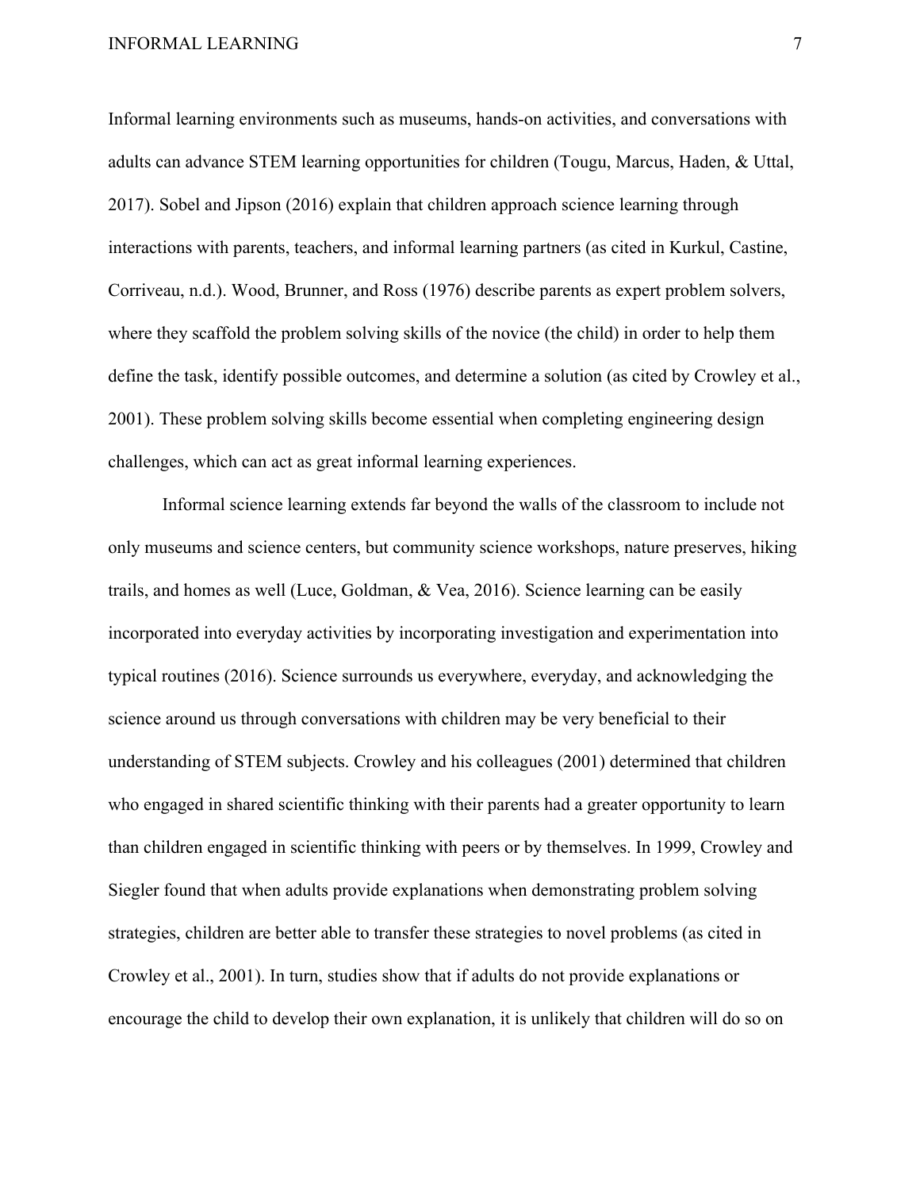Informal learning environments such as museums, hands-on activities, and conversations with adults can advance STEM learning opportunities for children (Tougu, Marcus, Haden, & Uttal, 2017). Sobel and Jipson (2016) explain that children approach science learning through interactions with parents, teachers, and informal learning partners (as cited in Kurkul, Castine, Corriveau, n.d.). Wood, Brunner, and Ross (1976) describe parents as expert problem solvers, where they scaffold the problem solving skills of the novice (the child) in order to help them define the task, identify possible outcomes, and determine a solution (as cited by Crowley et al., 2001). These problem solving skills become essential when completing engineering design challenges, which can act as great informal learning experiences.

Informal science learning extends far beyond the walls of the classroom to include not only museums and science centers, but community science workshops, nature preserves, hiking trails, and homes as well (Luce, Goldman, & Vea, 2016). Science learning can be easily incorporated into everyday activities by incorporating investigation and experimentation into typical routines (2016). Science surrounds us everywhere, everyday, and acknowledging the science around us through conversations with children may be very beneficial to their understanding of STEM subjects. Crowley and his colleagues (2001) determined that children who engaged in shared scientific thinking with their parents had a greater opportunity to learn than children engaged in scientific thinking with peers or by themselves. In 1999, Crowley and Siegler found that when adults provide explanations when demonstrating problem solving strategies, children are better able to transfer these strategies to novel problems (as cited in Crowley et al., 2001). In turn, studies show that if adults do not provide explanations or encourage the child to develop their own explanation, it is unlikely that children will do so on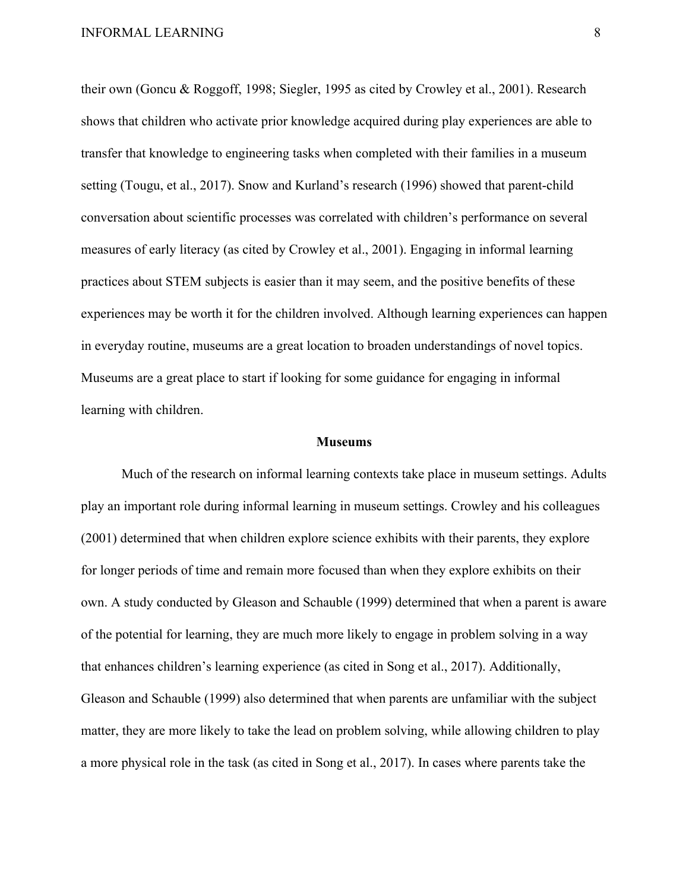their own (Goncu & Roggoff, 1998; Siegler, 1995 as cited by Crowley et al., 2001). Research shows that children who activate prior knowledge acquired during play experiences are able to transfer that knowledge to engineering tasks when completed with their families in a museum setting (Tougu, et al., 2017). Snow and Kurland's research (1996) showed that parent-child conversation about scientific processes was correlated with children's performance on several measures of early literacy (as cited by Crowley et al., 2001). Engaging in informal learning practices about STEM subjects is easier than it may seem, and the positive benefits of these experiences may be worth it for the children involved. Although learning experiences can happen in everyday routine, museums are a great location to broaden understandings of novel topics. Museums are a great place to start if looking for some guidance for engaging in informal learning with children.

## Museums

Much of the research on informal learning contexts take place in museum settings. Adults play an important role during informal learning in museum settings. Crowley and his colleagues (2001) determined that when children explore science exhibits with their parents, they explore for longer periods of time and remain more focused than when they explore exhibits on their own. A study conducted by Gleason and Schauble (1999) determined that when a parent is aware of the potential for learning, they are much more likely to engage in problem solving in a way that enhances children's learning experience (as cited in Song et al., 2017). Additionally, Gleason and Schauble (1999) also determined that when parents are unfamiliar with the subject matter, they are more likely to take the lead on problem solving, while allowing children to play a more physical role in the task (as cited in Song et al., 2017). In cases where parents take the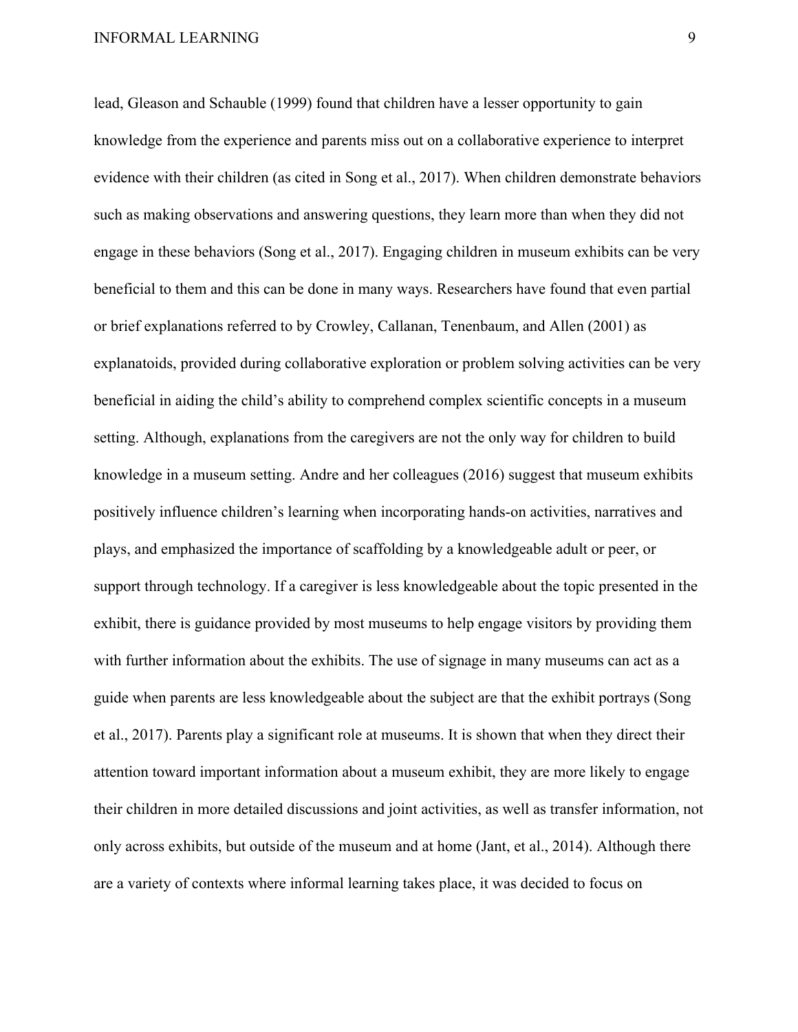lead, Gleason and Schauble (1999) found that children have a lesser opportunity to gain knowledge from the experience and parents miss out on a collaborative experience to interpret evidence with their children (as cited in Song et al., 2017). When children demonstrate behaviors such as making observations and answering questions, they learn more than when they did not engage in these behaviors (Song et al., 2017). Engaging children in museum exhibits can be very beneficial to them and this can be done in many ways. Researchers have found that even partial or brief explanations referred to by Crowley, Callanan, Tenenbaum, and Allen (2001) as explanatoids, provided during collaborative exploration or problem solving activities can be very beneficial in aiding the child's ability to comprehend complex scientific concepts in a museum setting. Although, explanations from the caregivers are not the only way for children to build knowledge in a museum setting. Andre and her colleagues (2016) suggest that museum exhibits positively influence children's learning when incorporating hands-on activities, narratives and plays, and emphasized the importance of scaffolding by a knowledgeable adult or peer, or support through technology. If a caregiver is less knowledgeable about the topic presented in the exhibit, there is guidance provided by most museums to help engage visitors by providing them with further information about the exhibits. The use of signage in many museums can act as a guide when parents are less knowledgeable about the subject are that the exhibit portrays (Song et al., 2017). Parents play a significant role at museums. It is shown that when they direct their attention toward important information about a museum exhibit, they are more likely to engage their children in more detailed discussions and joint activities, as well as transfer information, not only across exhibits, but outside of the museum and at home (Jant, et al., 2014). Although there are a variety of contexts where informal learning takes place, it was decided to focus on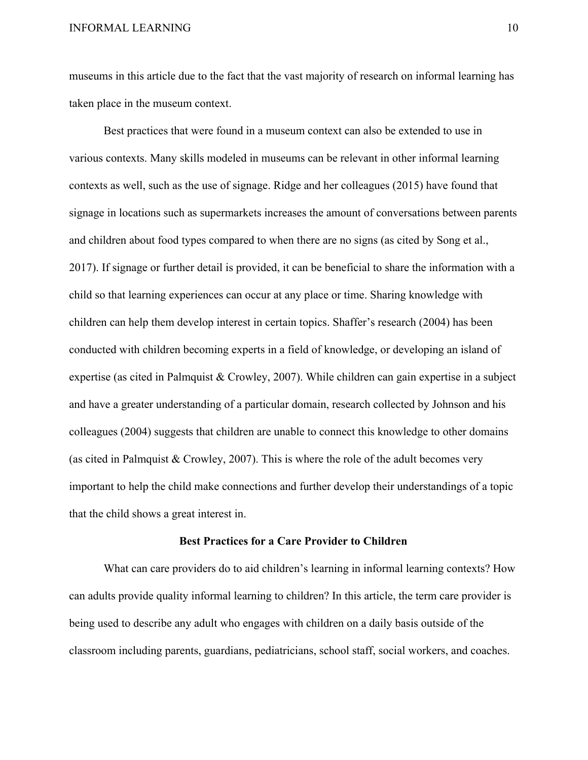museums in this article due to the fact that the vast majority of research on informal learning has taken place in the museum context.

Best practices that were found in a museum context can also be extended to use in various contexts. Many skills modeled in museums can be relevant in other informal learning contexts as well, such as the use of signage. Ridge and her colleagues (2015) have found that signage in locations such as supermarkets increases the amount of conversations between parents and children about food types compared to when there are no signs (as cited by Song et al., 2017). If signage or further detail is provided, it can be beneficial to share the information with a child so that learning experiences can occur at any place or time. Sharing knowledge with children can help them develop interest in certain topics. Shaffer's research (2004) has been conducted with children becoming experts in a field of knowledge, or developing an island of expertise (as cited in Palmquist & Crowley, 2007). While children can gain expertise in a subject and have a greater understanding of a particular domain, research collected by Johnson and his colleagues (2004) suggests that children are unable to connect this knowledge to other domains (as cited in Palmquist & Crowley, 2007). This is where the role of the adult becomes very important to help the child make connections and further develop their understandings of a topic that the child shows a great interest in.

## Best Practices for a Care Provider to Children

What can care providers do to aid children's learning in informal learning contexts? How can adults provide quality informal learning to children? In this article, the term care provider is being used to describe any adult who engages with children on a daily basis outside of the classroom including parents, guardians, pediatricians, school staff, social workers, and coaches.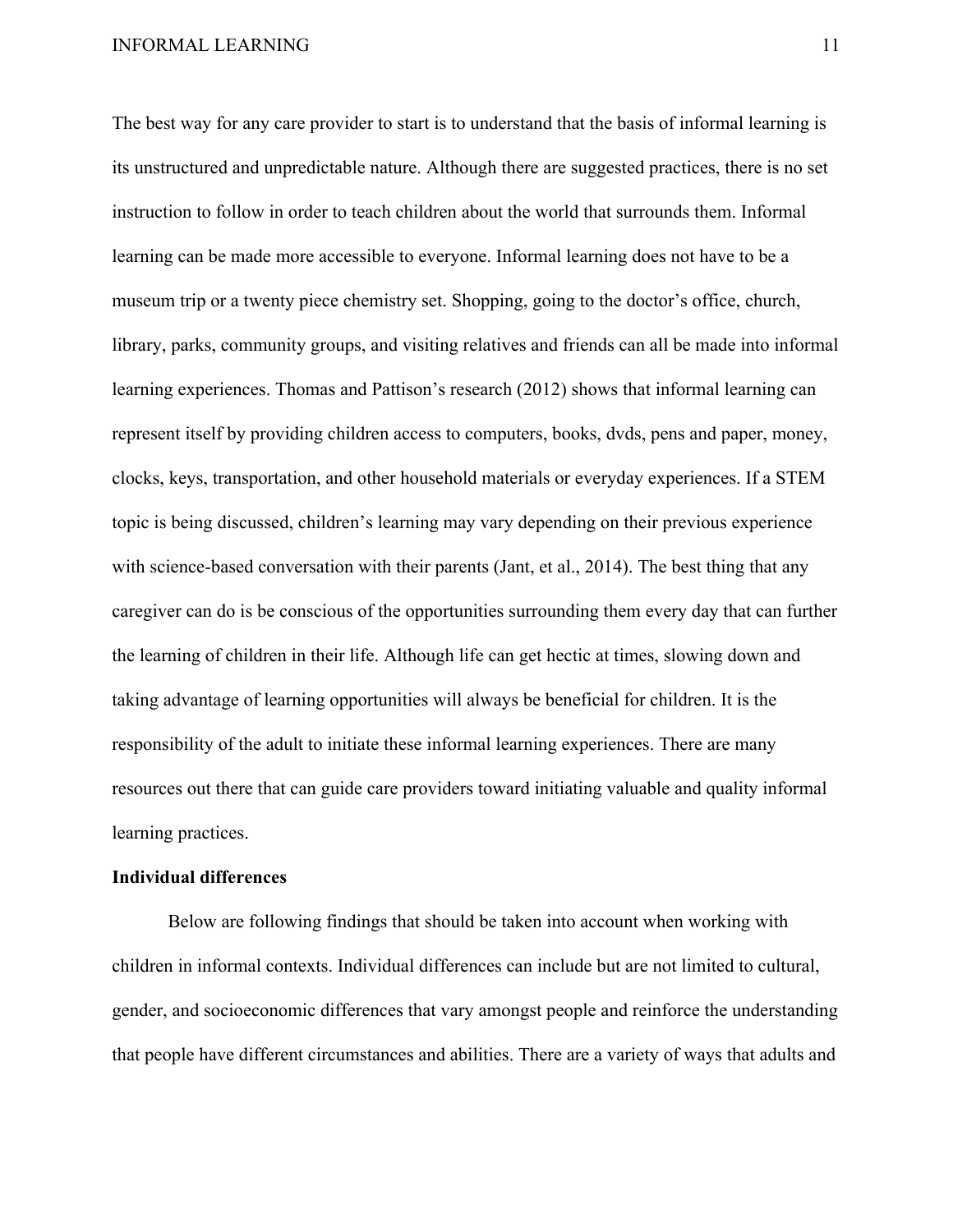The best way for any care provider to start is to understand that the basis of informal learning is its unstructured and unpredictable nature. Although there are suggested practices, there is no set instruction to follow in order to teach children about the world that surrounds them. Informal learning can be made more accessible to everyone. Informal learning does not have to be a museum trip or a twenty piece chemistry set. Shopping, going to the doctor's office, church, library, parks, community groups, and visiting relatives and friends can all be made into informal learning experiences. Thomas and Pattison's research (2012) shows that informal learning can represent itself by providing children access to computers, books, dvds, pens and paper, money, clocks, keys, transportation, and other household materials or everyday experiences. If a STEM topic is being discussed, children's learning may vary depending on their previous experience with science-based conversation with their parents (Jant, et al., 2014). The best thing that any caregiver can do is be conscious of the opportunities surrounding them every day that can further the learning of children in their life. Although life can get hectic at times, slowing down and taking advantage of learning opportunities will always be beneficial for children. It is the responsibility of the adult to initiate these informal learning experiences. There are many resources out there that can guide care providers toward initiating valuable and quality informal learning practices.

**Individual differences**

Below are following findings that should be taken into account when working with children in informal contexts. Individual differences can include but are not limited to cultural, gender, and socioeconomic differences that vary amongst people and reinforce the understanding that people have different circumstances and abilities. There are a variety of ways that adults and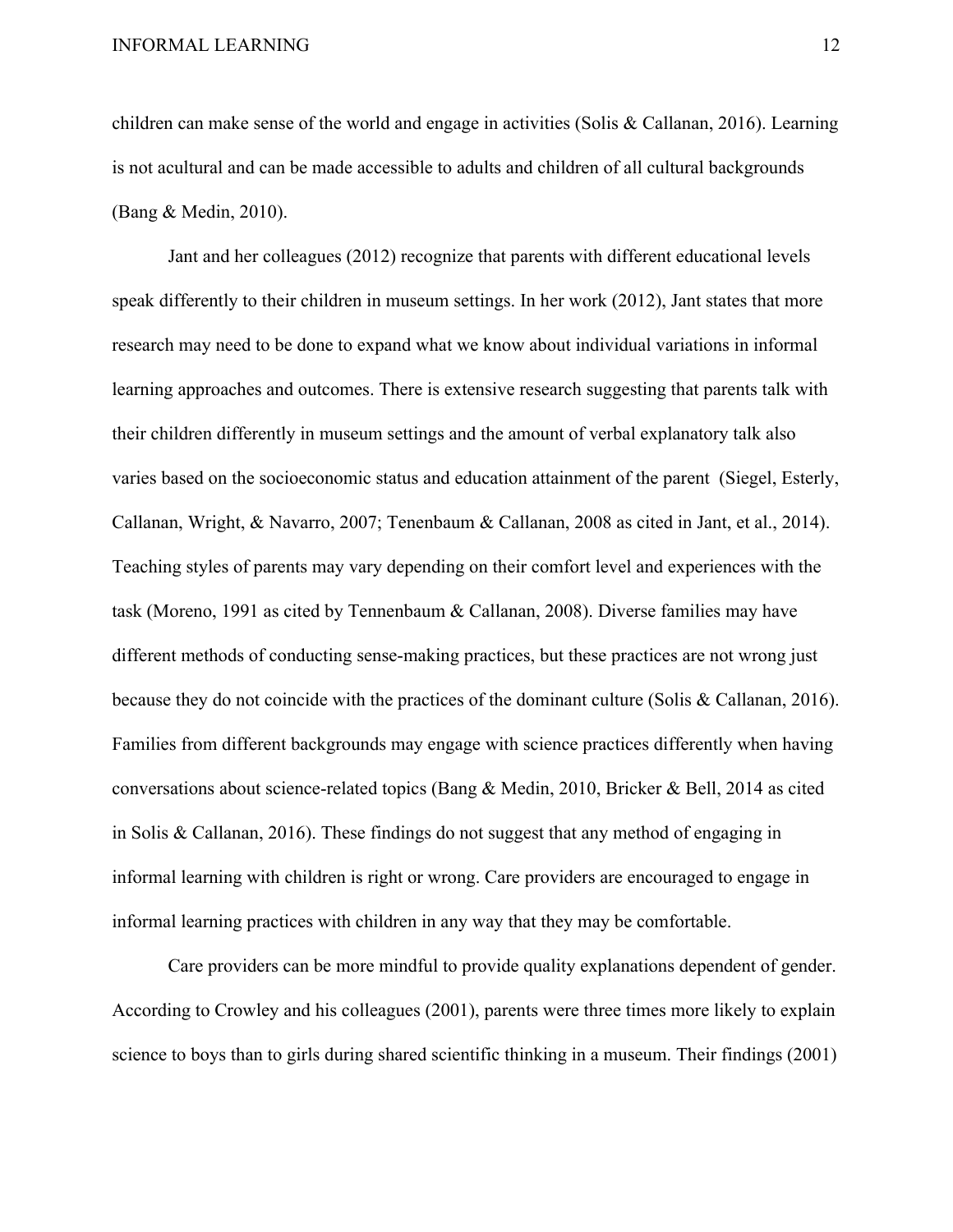children can make sense of the world and engage in activities (Solis & Callanan, 2016). Learning is not acultural and can be made accessible to adults and children of all cultural backgrounds (Bang & Medin, 2010).

Jant and her colleagues (2012) recognize that parents with different educational levels speak differently to their children in museum settings. In her work (2012), Jant states that more research may need to be done to expand what we know about individual variations in informal learning approaches and outcomes. There is extensive research suggesting that parents talk with their children differently in museum settings and the amount of verbal explanatory talk also varies based on the socioeconomic status and education attainment of the parent  (Siegel, Esterly, Callanan, Wright, & Navarro, 2007; Tenenbaum & Callanan, 2008 as cited in Jant, et al., 2014). Teaching styles of parents may vary depending on their comfort level and experiences with the task (Moreno, 1991 as cited by Tennenbaum & Callanan, 2008). Diverse families may have different methods of conducting sense-making practices, but these practices are not wrong just because they do not coincide with the practices of the dominant culture (Solis & Callanan, 2016). Families from different backgrounds may engage with science practices differently when having conversations about science-related topics (Bang & Medin, 2010, Bricker & Bell, 2014 as cited in Solis & Callanan, 2016). These findings do not suggest that any method of engaging in informal learning with children is right or wrong. Care providers are encouraged to engage in informal learning practices with children in any way that they may be comfortable.

Care providers can be more mindful to provide quality explanations dependent of gender. According to Crowley and his colleagues (2001), parents were three times more likely to explain science to boys than to girls during shared scientific thinking in a museum. Their findings (2001)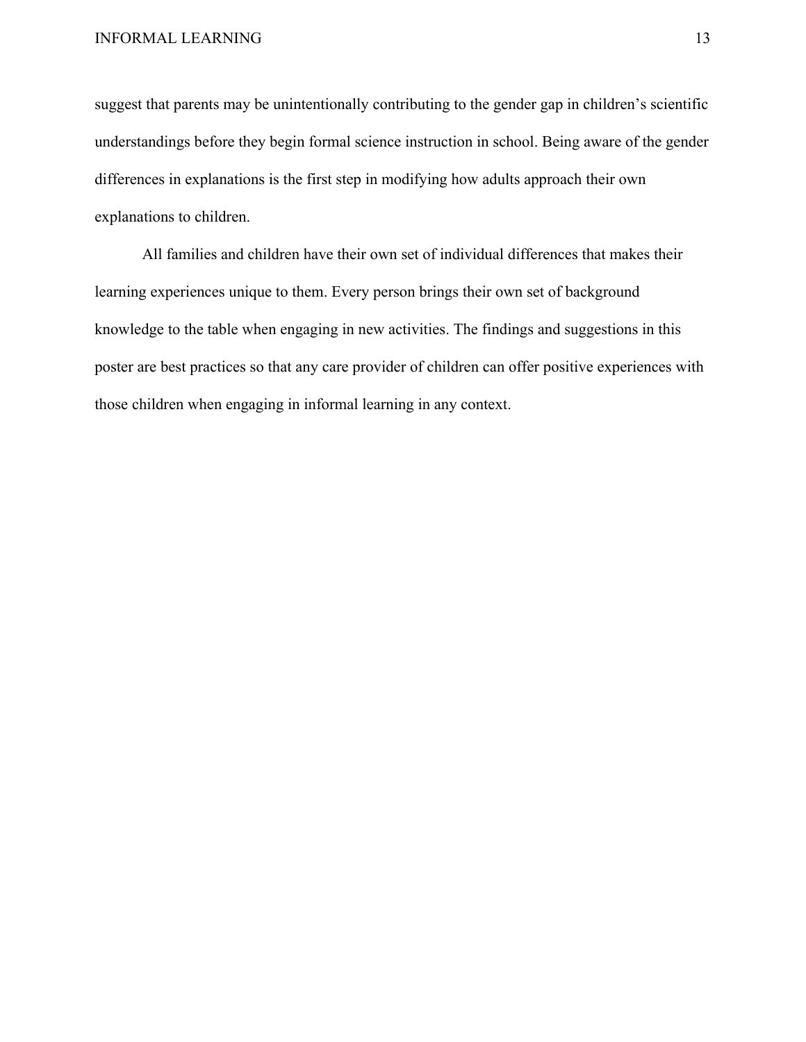suggest that parents may be unintentionally contributing to the gender gap in children's scientific understandings before they begin formal science instruction in school. Being aware of the gender differences in explanations is the first step in modifying how adults approach their own explanations to children.

All families and children have their own set of individual differences that makes their learning experiences unique to them. Every person brings their own set of background knowledge to the table when engaging in new activities. The findings and suggestions in this poster are best practices so that any care provider of children can offer positive experiences with those children when engaging in informal learning in any context.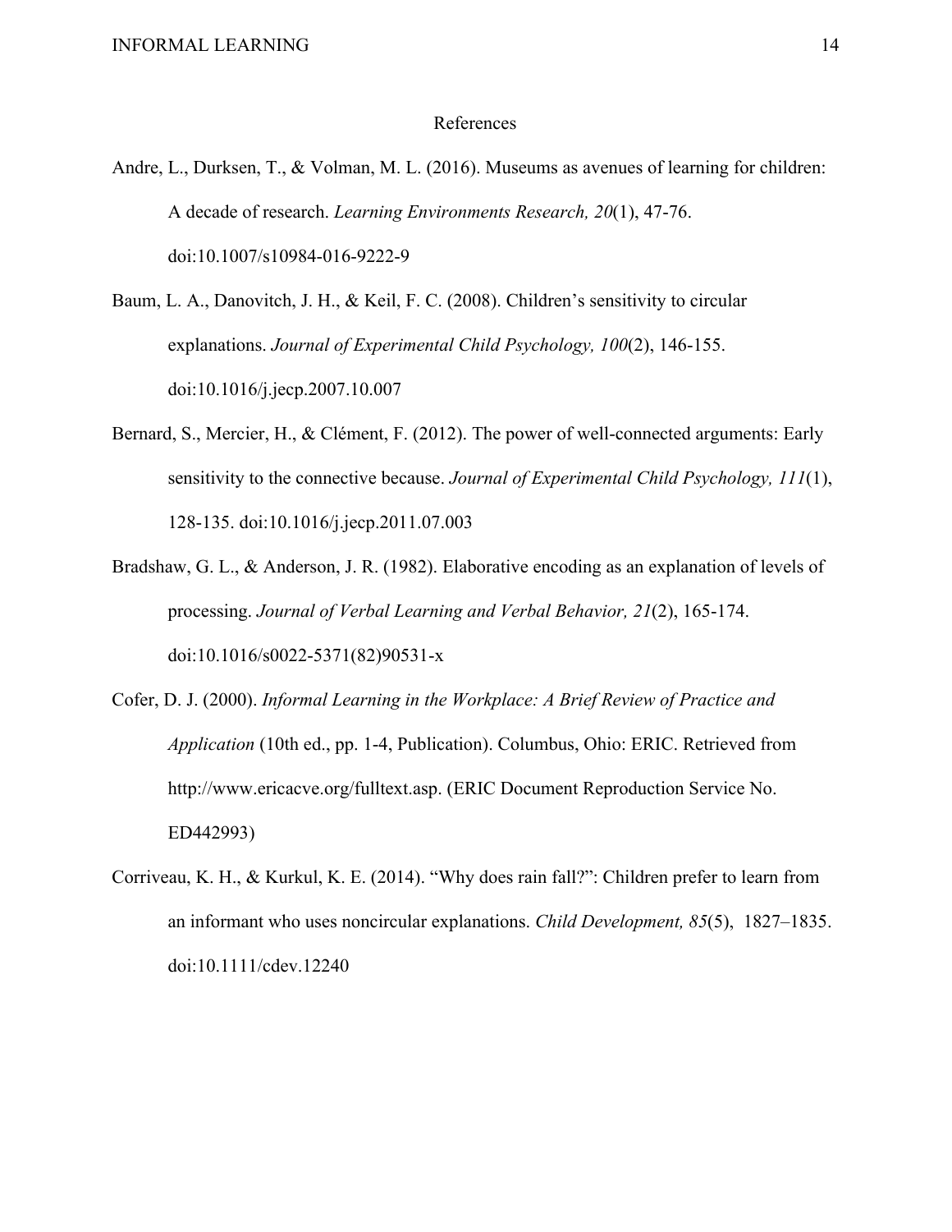# References

Andre, L., Durksen, T., & Volman, M. L. (2016). Museums as avenues of learning for children: A decade of research. *Learning Environments Research, 20*(1), 47-76. doi:10.1007/s10984-016-9222-9

Baum, L. A., Danovitch, J. H., & Keil, F. C. (2008). Children's sensitivity to circular explanations. *Journal of Experimental Child Psychology, 100*(2), 146-155. doi:10.1016/j.jecp.2007.10.007

Bernard, S., Mercier, H., & Clément, F. (2012). The power of well-connected arguments: Early sensitivity to the connective because. *Journal of Experimental Child Psychology, 111*(1), 128-135. doi:10.1016/j.jecp.2011.07.003

Bradshaw, G. L., & Anderson, J. R. (1982). Elaborative encoding as an explanation of levels of processing. *Journal of Verbal Learning and Verbal Behavior, 21*(2), 165-174. doi:10.1016/s0022-5371(82)90531-x

Cofer, D. J. (2000). *Informal Learning in the Workplace: A Brief Review of Practice and Application* (10th ed., pp. 1-4, Publication). Columbus, Ohio: ERIC. Retrieved from http://www.ericacve.org/fulltext.asp. (ERIC Document Reproduction Service No. ED442993)

Corriveau, K. H., & Kurkul, K. E. (2014). "Why does rain fall?": Children prefer to learn from an informant who uses noncircular explanations. *Child Development, 85*(5), 1827–1835. doi:10.1111/cdev.12240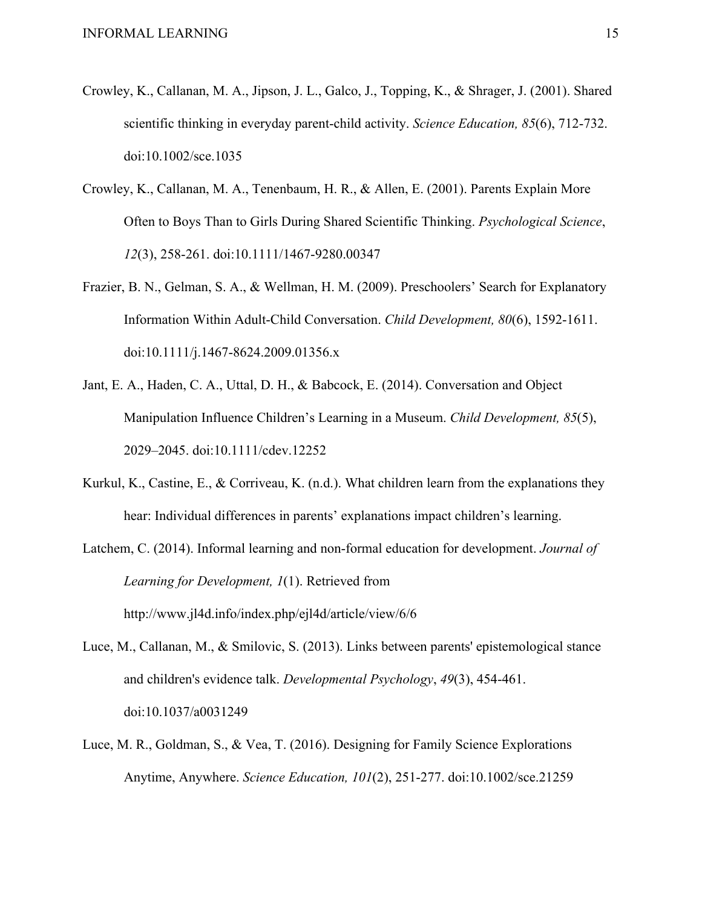Crowley, K., Callanan, M. A., Jipson, J. L., Galco, J., Topping, K., & Shrager, J. (2001). Shared scientific thinking in everyday parent-child activity. *Science Education, 85*(6), 712-732. doi:10.1002/sce.1035

Crowley, K., Callanan, M. A., Tenenbaum, H. R., & Allen, E. (2001). Parents Explain More Often to Boys Than to Girls During Shared Scientific Thinking. *Psychological Science*, *12*(3), 258-261. doi:10.1111/1467-9280.00347

Frazier, B. N., Gelman, S. A., & Wellman, H. M. (2009). Preschoolers' Search for Explanatory Information Within Adult-Child Conversation. *Child Development, 80*(6), 1592-1611. doi:10.1111/j.1467-8624.2009.01356.x

Jant, E. A., Haden, C. A., Uttal, D. H., & Babcock, E. (2014). Conversation and Object Manipulation Influence Children's Learning in a Museum. *Child Development, 85*(5), 2029–2045. doi:10.1111/cdev.12252

Kurkul, K., Castine, E., & Corriveau, K. (n.d.). What children learn from the explanations they hear: Individual differences in parents' explanations impact children's learning.

Latchem, C. (2014). Informal learning and non-formal education for development. *Journal of Learning for Development, 1*(1). Retrieved from http://www.jl4d.info/index.php/ejl4d/article/view/6/6

Luce, M., Callanan, M., & Smilovic, S. (2013). Links between parents' epistemological stance and children's evidence talk. *Developmental Psychology*, *49*(3), 454-461. doi:10.1037/a0031249

Luce, M. R., Goldman, S., & Vea, T. (2016). Designing for Family Science Explorations Anytime, Anywhere. *Science Education, 101*(2), 251-277. doi:10.1002/sce.21259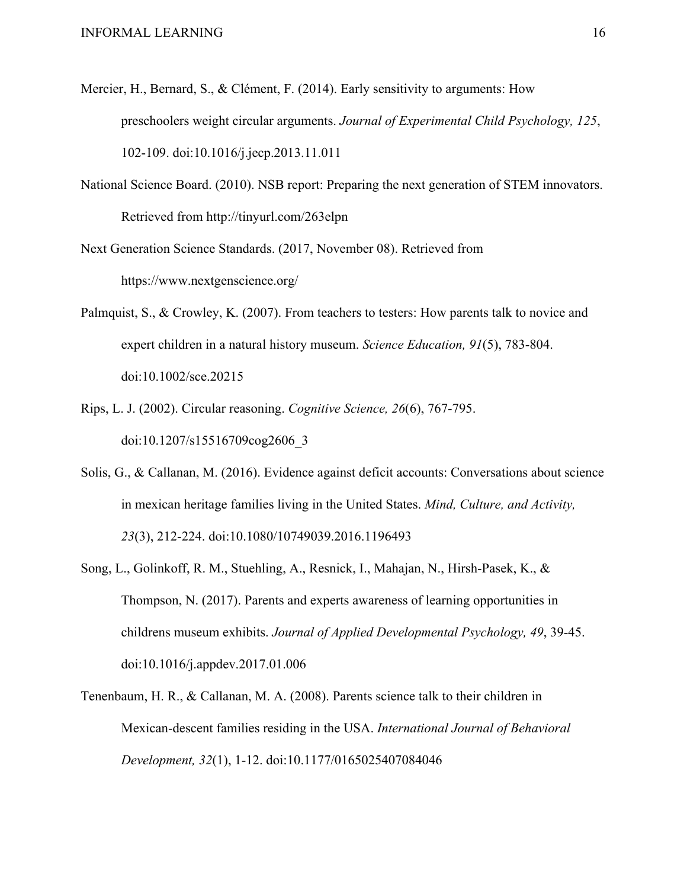Mercier, H., Bernard, S., & Clément, F. (2014). Early sensitivity to arguments: How preschoolers weight circular arguments. *Journal of Experimental Child Psychology, 125*, 102-109. doi:10.1016/j.jecp.2013.11.011

National Science Board. (2010). NSB report: Preparing the next generation of STEM innovators. Retrieved from http://tinyurl.com/263elpn

Next Generation Science Standards. (2017, November 08). Retrieved from https://www.nextgenscience.org/

Palmquist, S., & Crowley, K. (2007). From teachers to testers: How parents talk to novice and expert children in a natural history museum. *Science Education, 91*(5), 783-804. doi:10.1002/sce.20215

Rips, L. J. (2002). Circular reasoning. *Cognitive Science, 26*(6), 767-795. doi:10.1207/s15516709cog2606_3

Solis, G., & Callanan, M. (2016). Evidence against deficit accounts: Conversations about science in mexican heritage families living in the United States. *Mind, Culture, and Activity, 23*(3), 212-224. doi:10.1080/10749039.2016.1196493

Song, L., Golinkoff, R. M., Stuehling, A., Resnick, I., Mahajan, N., Hirsh-Pasek, K., & Thompson, N. (2017). Parents and experts awareness of learning opportunities in childrens museum exhibits. *Journal of Applied Developmental Psychology, 49*, 39-45. doi:10.1016/j.appdev.2017.01.006

Tenenbaum, H. R., & Callanan, M. A. (2008). Parents science talk to their children in Mexican-descent families residing in the USA. *International Journal of Behavioral Development, 32*(1), 1-12. doi:10.1177/0165025407084046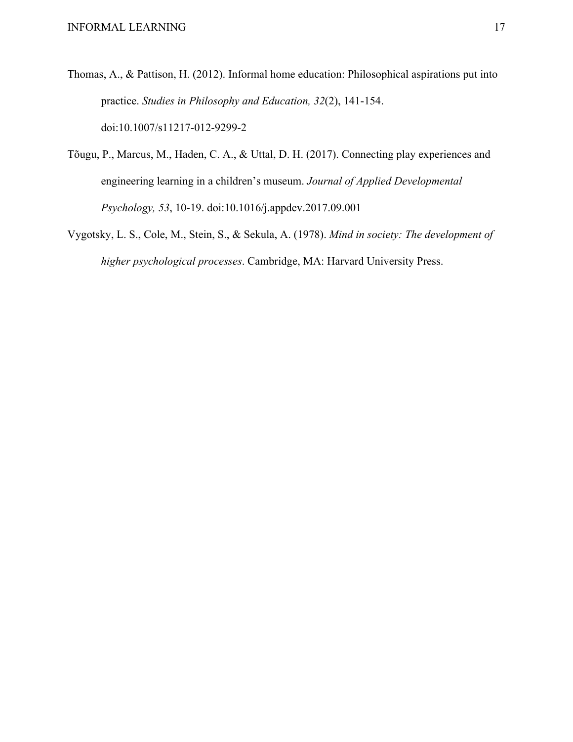Thomas, A., & Pattison, H. (2012). Informal home education: Philosophical aspirations put into practice. *Studies in Philosophy and Education, 32*(2), 141-154. doi:10.1007/s11217-012-9299-2

Tõugu, P., Marcus, M., Haden, C. A., & Uttal, D. H. (2017). Connecting play experiences and engineering learning in a children's museum. *Journal of Applied Developmental Psychology, 53*, 10-19. doi:10.1016/j.appdev.2017.09.001

Vygotsky, L. S., Cole, M., Stein, S., & Sekula, A. (1978). *Mind in society: The development of higher psychological processes*. Cambridge, MA: Harvard University Press.